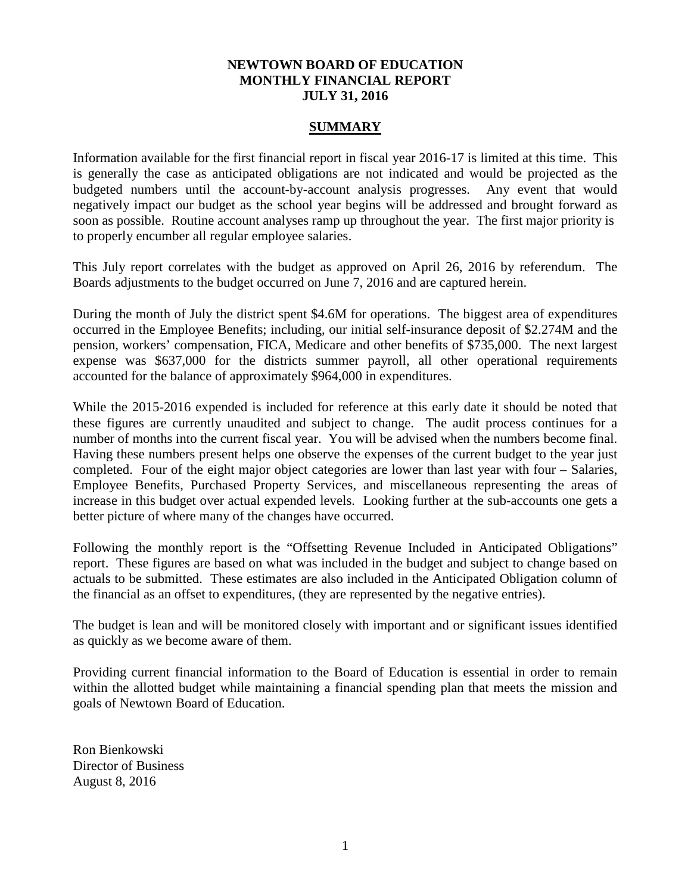# NEWTOWN BOARD OF EDUCATION
# MONTHLY FINANCIAL REPORT
# JULY 31, 2016

## SUMMARY

Information available for the first financial report in fiscal year 2016-17 is limited at this time. This is generally the case as anticipated obligations are not indicated and would be projected as the budgeted numbers until the account-by-account analysis progresses. Any event that would negatively impact our budget as the school year begins will be addressed and brought forward as soon as possible. Routine account analyses ramp up throughout the year. The first major priority is to properly encumber all regular employee salaries.

This July report correlates with the budget as approved on April 26, 2016 by referendum. The Boards adjustments to the budget occurred on June 7, 2016 and are captured herein.

During the month of July the district spent $4.6M for operations. The biggest area of expenditures occurred in the Employee Benefits; including, our initial self-insurance deposit of $2.274M and the pension, workers' compensation, FICA, Medicare and other benefits of $735,000. The next largest expense was $637,000 for the districts summer payroll, all other operational requirements accounted for the balance of approximately $964,000 in expenditures.

While the 2015-2016 expended is included for reference at this early date it should be noted that these figures are currently unaudited and subject to change. The audit process continues for a number of months into the current fiscal year. You will be advised when the numbers become final. Having these numbers present helps one observe the expenses of the current budget to the year just completed. Four of the eight major object categories are lower than last year with four – Salaries, Employee Benefits, Purchased Property Services, and miscellaneous representing the areas of increase in this budget over actual expended levels. Looking further at the sub-accounts one gets a better picture of where many of the changes have occurred.

Following the monthly report is the "Offsetting Revenue Included in Anticipated Obligations" report. These figures are based on what was included in the budget and subject to change based on actuals to be submitted. These estimates are also included in the Anticipated Obligation column of the financial as an offset to expenditures, (they are represented by the negative entries).

The budget is lean and will be monitored closely with important and or significant issues identified as quickly as we become aware of them.

Providing current financial information to the Board of Education is essential in order to remain within the allotted budget while maintaining a financial spending plan that meets the mission and goals of Newtown Board of Education.

Ron Bienkowski
Director of Business
August 8, 2016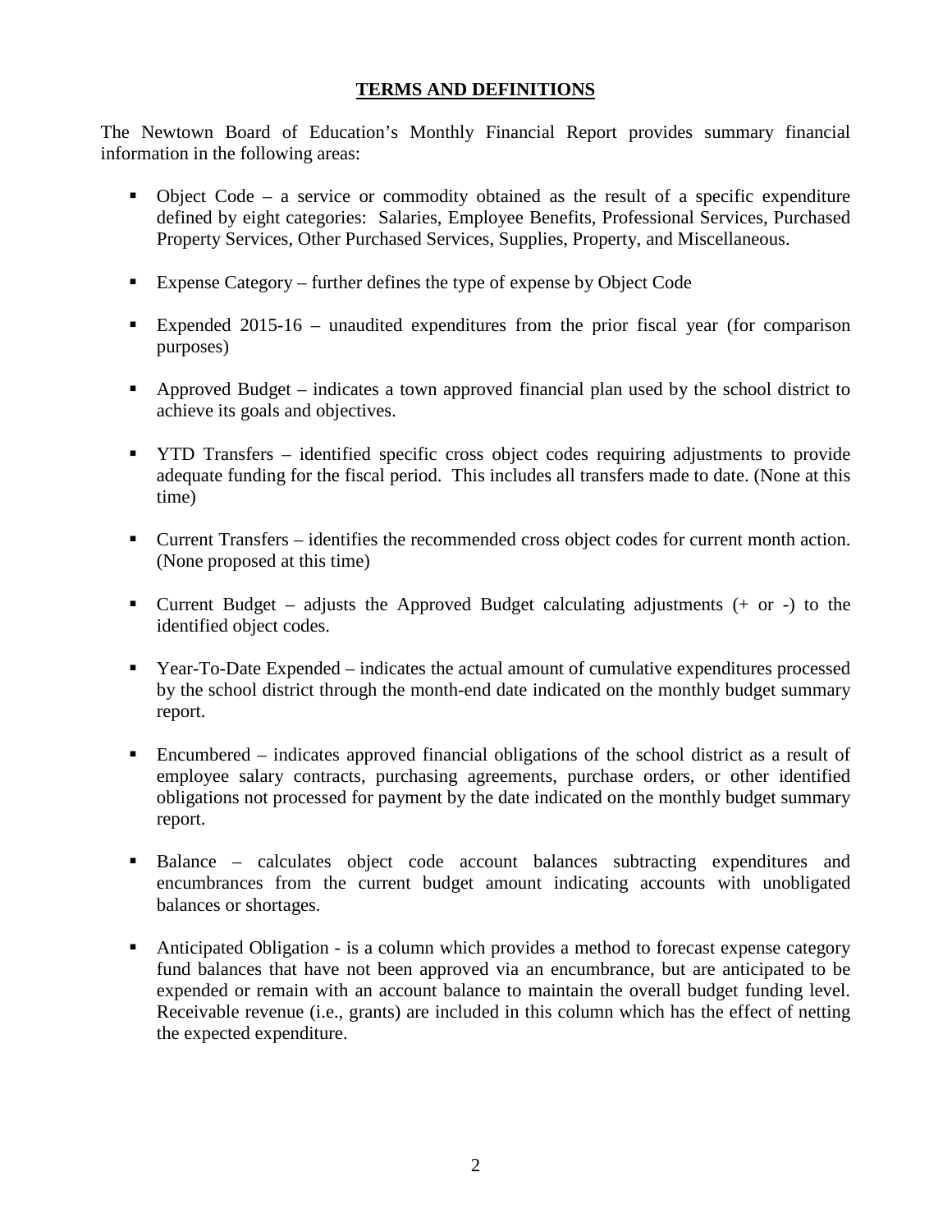## **TERMS AND DEFINITIONS**

The Newtown Board of Education's Monthly Financial Report provides summary financial information in the following areas:

- Object Code – a service or commodity obtained as the result of a specific expenditure defined by eight categories: Salaries, Employee Benefits, Professional Services, Purchased Property Services, Other Purchased Services, Supplies, Property, and Miscellaneous.
- Expense Category – further defines the type of expense by Object Code
- Expended 2015-16 – unaudited expenditures from the prior fiscal year (for comparison purposes)
- Approved Budget – indicates a town approved financial plan used by the school district to achieve its goals and objectives.
- YTD Transfers – identified specific cross object codes requiring adjustments to provide adequate funding for the fiscal period. This includes all transfers made to date. (None at this time)
- Current Transfers – identifies the recommended cross object codes for current month action. (None proposed at this time)
- Current Budget – adjusts the Approved Budget calculating adjustments (+ or -) to the identified object codes.
- Year-To-Date Expended – indicates the actual amount of cumulative expenditures processed by the school district through the month-end date indicated on the monthly budget summary report.
- Encumbered – indicates approved financial obligations of the school district as a result of employee salary contracts, purchasing agreements, purchase orders, or other identified obligations not processed for payment by the date indicated on the monthly budget summary report.
- Balance – calculates object code account balances subtracting expenditures and encumbrances from the current budget amount indicating accounts with unobligated balances or shortages.
- Anticipated Obligation - is a column which provides a method to forecast expense category fund balances that have not been approved via an encumbrance, but are anticipated to be expended or remain with an account balance to maintain the overall budget funding level. Receivable revenue (i.e., grants) are included in this column which has the effect of netting the expected expenditure.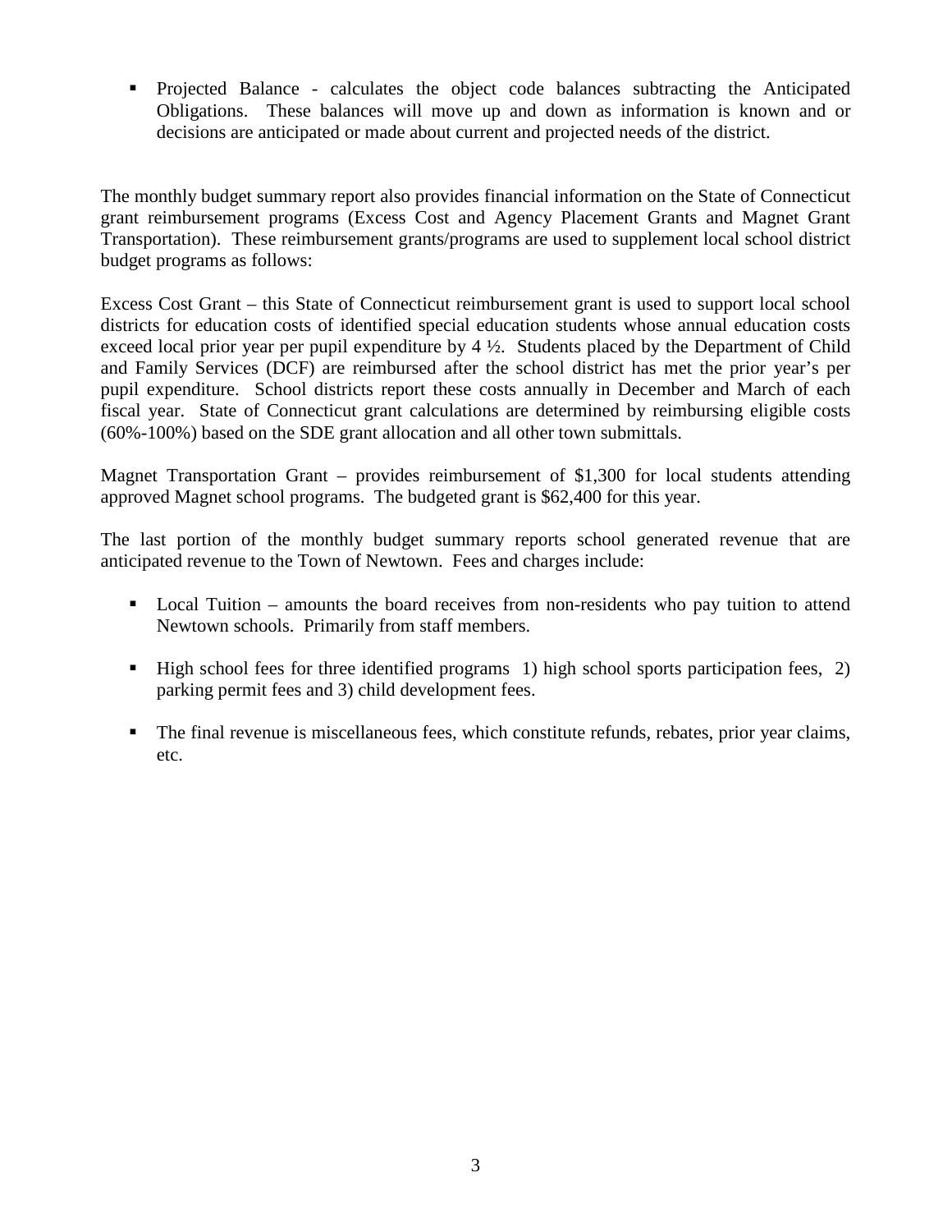- Projected Balance - calculates the object code balances subtracting the Anticipated Obligations. These balances will move up and down as information is known and or decisions are anticipated or made about current and projected needs of the district.

The monthly budget summary report also provides financial information on the State of Connecticut grant reimbursement programs (Excess Cost and Agency Placement Grants and Magnet Grant Transportation). These reimbursement grants/programs are used to supplement local school district budget programs as follows:

Excess Cost Grant – this State of Connecticut reimbursement grant is used to support local school districts for education costs of identified special education students whose annual education costs exceed local prior year per pupil expenditure by 4 ½. Students placed by the Department of Child and Family Services (DCF) are reimbursed after the school district has met the prior year's per pupil expenditure. School districts report these costs annually in December and March of each fiscal year. State of Connecticut grant calculations are determined by reimbursing eligible costs (60%-100%) based on the SDE grant allocation and all other town submittals.

Magnet Transportation Grant – provides reimbursement of $1,300 for local students attending approved Magnet school programs. The budgeted grant is $62,400 for this year.

The last portion of the monthly budget summary reports school generated revenue that are anticipated revenue to the Town of Newtown. Fees and charges include:

- Local Tuition – amounts the board receives from non-residents who pay tuition to attend Newtown schools. Primarily from staff members.

- High school fees for three identified programs 1) high school sports participation fees, 2) parking permit fees and 3) child development fees.

- The final revenue is miscellaneous fees, which constitute refunds, rebates, prior year claims, etc.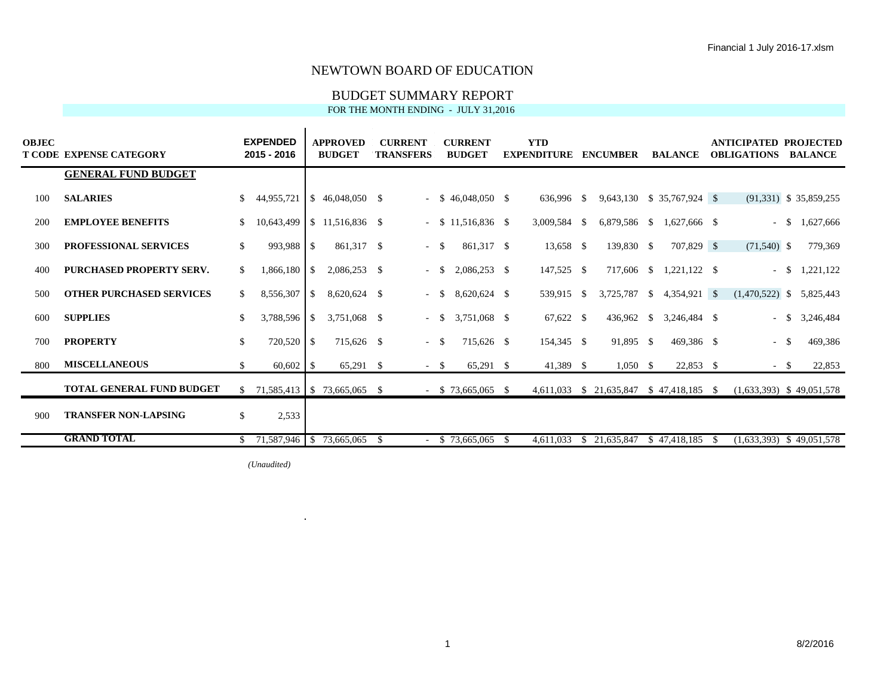Financial 1 July 2016-17.xlsm

# NEWTOWN BOARD OF EDUCATION

## BUDGET SUMMARY REPORT

FOR THE MONTH ENDING - JULY 31,2016

| OBJECT CODE | EXPENSE CATEGORY | EXPENDED 2015 - 2016 | APPROVED BUDGET | CURRENT TRANSFERS | CURRENT BUDGET | YTD EXPENDITURE | ENCUMBER | BALANCE | ANTICIPATED OBLIGATIONS | PROJECTED BALANCE |
|---|---|---|---|---|---|---|---|---|---|---|
| | **GENERAL FUND BUDGET** | | | | | | | | | |
| 100 | **SALARIES** | $ 44,955,721 | $ 46,048,050 | $ - | $ 46,048,050 | $ 636,996 | $ 9,643,130 | $ 35,767,924 | $ (91,331) | $ 35,859,255 |
| 200 | **EMPLOYEE BENEFITS** | $ 10,643,499 | $ 11,516,836 | $ - | $ 11,516,836 | $ 3,009,584 | $ 6,879,586 | $ 1,627,666 | $ - | $ 1,627,666 |
| 300 | **PROFESSIONAL SERVICES** | $ 993,988 | $ 861,317 | $ - | $ 861,317 | $ 13,658 | $ 139,830 | $ 707,829 | $ (71,540) | $ 779,369 |
| 400 | **PURCHASED PROPERTY SERV.** | $ 1,866,180 | $ 2,086,253 | $ - | $ 2,086,253 | $ 147,525 | $ 717,606 | $ 1,221,122 | $ - | $ 1,221,122 |
| 500 | **OTHER PURCHASED SERVICES** | $ 8,556,307 | $ 8,620,624 | $ - | $ 8,620,624 | $ 539,915 | $ 3,725,787 | $ 4,354,921 | $ (1,470,522) | $ 5,825,443 |
| 600 | **SUPPLIES** | $ 3,788,596 | $ 3,751,068 | $ - | $ 3,751,068 | $ 67,622 | $ 436,962 | $ 3,246,484 | $ - | $ 3,246,484 |
| 700 | **PROPERTY** | $ 720,520 | $ 715,626 | $ - | $ 715,626 | $ 154,345 | $ 91,895 | $ 469,386 | $ - | $ 469,386 |
| 800 | **MISCELLANEOUS** | $ 60,602 | $ 65,291 | $ - | $ 65,291 | $ 41,389 | $ 1,050 | $ 22,853 | $ - | $ 22,853 |
| | **TOTAL GENERAL FUND BUDGET** | $ 71,585,413 | $ 73,665,065 | $ - | $ 73,665,065 | $ 4,611,033 | $ 21,635,847 | $ 47,418,185 | $ (1,633,393) | $ 49,051,578 |
| 900 | **TRANSFER NON-LAPSING** | $ 2,533 | | | | | | | | |
| | **GRAND TOTAL** | $ 71,587,946 | $ 73,665,065 | $ - | $ 73,665,065 | $ 4,611,033 | $ 21,635,847 | $ 47,418,185 | $ (1,633,393) | $ 49,051,578 |

*(Unaudited)*

8/2/2016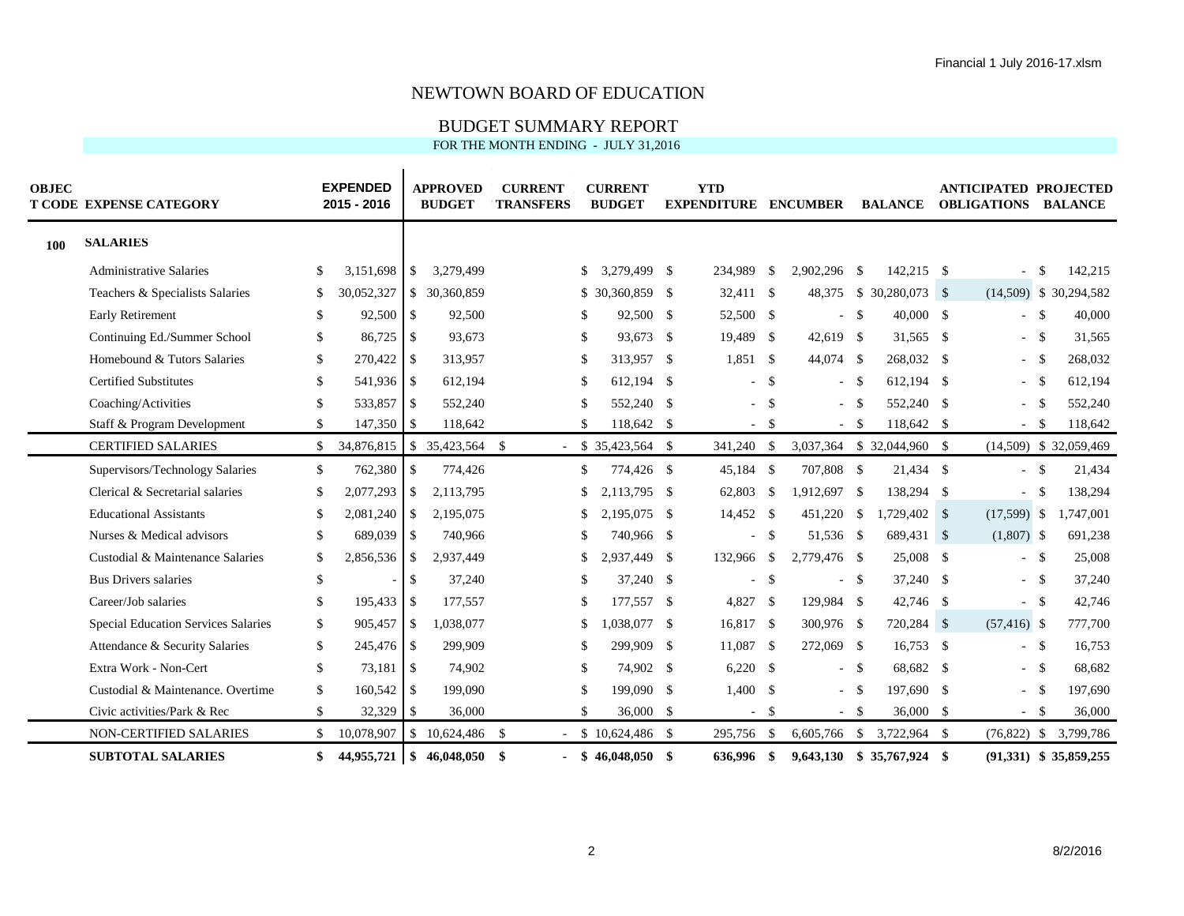# NEWTOWN BOARD OF EDUCATION

## BUDGET SUMMARY REPORT

FOR THE MONTH ENDING - JULY 31,2016

| OBJECT CODE | EXPENSE CATEGORY | EXPENDED 2015 - 2016 | APPROVED BUDGET | CURRENT TRANSFERS | CURRENT BUDGET | YTD EXPENDITURE | ENCUMBER | BALANCE | ANTICIPATED OBLIGATIONS | PROJECTED BALANCE |
|---|---|---|---|---|---|---|---|---|---|---|
| 100 | **SALARIES** | | | | | | | | | |
| | Administrative Salaries | $ 3,151,698 | $ 3,279,499 | | $ 3,279,499 | $ 234,989 | $ 2,902,296 | $ 142,215 | $ - | $ 142,215 |
| | Teachers & Specialists Salaries | $ 30,052,327 | $ 30,360,859 | | $ 30,360,859 | $ 32,411 | $ 48,375 | $ 30,280,073 | $ (14,509) | $ 30,294,582 |
| | Early Retirement | $ 92,500 | $ 92,500 | | $ 92,500 | $ 52,500 | $ - | $ 40,000 | $ - | $ 40,000 |
| | Continuing Ed./Summer School | $ 86,725 | $ 93,673 | | $ 93,673 | $ 19,489 | $ 42,619 | $ 31,565 | $ - | $ 31,565 |
| | Homebound & Tutors Salaries | $ 270,422 | $ 313,957 | | $ 313,957 | $ 1,851 | $ 44,074 | $ 268,032 | $ - | $ 268,032 |
| | Certified Substitutes | $ 541,936 | $ 612,194 | | $ 612,194 | $ - | $ - | $ 612,194 | $ - | $ 612,194 |
| | Coaching/Activities | $ 533,857 | $ 552,240 | | $ 552,240 | $ - | $ - | $ 552,240 | $ - | $ 552,240 |
| | Staff & Program Development | $ 147,350 | $ 118,642 | | $ 118,642 | $ - | $ - | $ 118,642 | $ - | $ 118,642 |
| | CERTIFIED SALARIES | $ 34,876,815 | $ 35,423,564 | $ - | $ 35,423,564 | $ 341,240 | $ 3,037,364 | $ 32,044,960 | $ (14,509) | $ 32,059,469 |
| | Supervisors/Technology Salaries | $ 762,380 | $ 774,426 | | $ 774,426 | $ 45,184 | $ 707,808 | $ 21,434 | $ - | $ 21,434 |
| | Clerical & Secretarial salaries | $ 2,077,293 | $ 2,113,795 | | $ 2,113,795 | $ 62,803 | $ 1,912,697 | $ 138,294 | $ - | $ 138,294 |
| | Educational Assistants | $ 2,081,240 | $ 2,195,075 | | $ 2,195,075 | $ 14,452 | $ 451,220 | $ 1,729,402 | $ (17,599) | $ 1,747,001 |
| | Nurses & Medical advisors | $ 689,039 | $ 740,966 | | $ 740,966 | $ - | $ 51,536 | $ 689,431 | $ (1,807) | $ 691,238 |
| | Custodial & Maintenance Salaries | $ 2,856,536 | $ 2,937,449 | | $ 2,937,449 | $ 132,966 | $ 2,779,476 | $ 25,008 | $ - | $ 25,008 |
| | Bus Drivers salaries | $ - | $ 37,240 | | $ 37,240 | $ - | $ - | $ 37,240 | $ - | $ 37,240 |
| | Career/Job salaries | $ 195,433 | $ 177,557 | | $ 177,557 | $ 4,827 | $ 129,984 | $ 42,746 | $ - | $ 42,746 |
| | Special Education Services Salaries | $ 905,457 | $ 1,038,077 | | $ 1,038,077 | $ 16,817 | $ 300,976 | $ 720,284 | $ (57,416) | $ 777,700 |
| | Attendance & Security Salaries | $ 245,476 | $ 299,909 | | $ 299,909 | $ 11,087 | $ 272,069 | $ 16,753 | $ - | $ 16,753 |
| | Extra Work - Non-Cert | $ 73,181 | $ 74,902 | | $ 74,902 | $ 6,220 | $ - | $ 68,682 | $ - | $ 68,682 |
| | Custodial & Maintenance. Overtime | $ 160,542 | $ 199,090 | | $ 199,090 | $ 1,400 | $ - | $ 197,690 | $ - | $ 197,690 |
| | Civic activities/Park & Rec | $ 32,329 | $ 36,000 | | $ 36,000 | $ - | $ - | $ 36,000 | $ - | $ 36,000 |
| | NON-CERTIFIED SALARIES | $ 10,078,907 | $ 10,624,486 | $ - | $ 10,624,486 | $ 295,756 | $ 6,605,766 | $ 3,722,964 | $ (76,822) | $ 3,799,786 |
| | **SUBTOTAL SALARIES** | **$ 44,955,721** | **$ 46,048,050** | **$ -** | **$ 46,048,050** | **$ 636,996** | **$ 9,643,130** | **$ 35,767,924** | **$ (91,331)** | **$ 35,859,255** |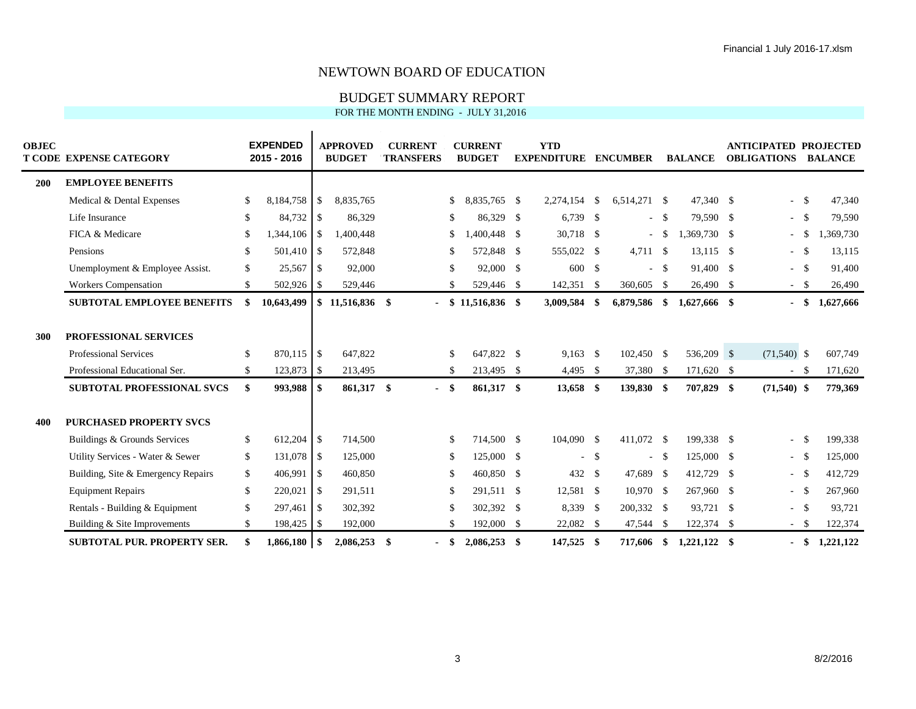Financial 1 July 2016-17.xlsm

# NEWTOWN BOARD OF EDUCATION

## BUDGET SUMMARY REPORT

FOR THE MONTH ENDING - JULY 31,2016

| OBJECT CODE | EXPENSE CATEGORY | EXPENDED 2015 - 2016 | APPROVED BUDGET | CURRENT TRANSFERS | CURRENT BUDGET | YTD EXPENDITURE | ENCUMBER | BALANCE | ANTICIPATED OBLIGATIONS | PROJECTED BALANCE |
|---|---|---|---|---|---|---|---|---|---|---|
| **200** | **EMPLOYEE BENEFITS** | | | | | | | | | |
| | Medical & Dental Expenses | $ 8,184,758 | $ 8,835,765 | | $ 8,835,765 | $ 2,274,154 | $ 6,514,271 | $ 47,340 | $ - | $ 47,340 |
| | Life Insurance | $ 84,732 | $ 86,329 | | $ 86,329 | $ 6,739 | $ - | $ 79,590 | $ - | $ 79,590 |
| | FICA & Medicare | $ 1,344,106 | $ 1,400,448 | | $ 1,400,448 | $ 30,718 | $ - | $ 1,369,730 | $ - | $ 1,369,730 |
| | Pensions | $ 501,410 | $ 572,848 | | $ 572,848 | $ 555,022 | $ 4,711 | $ 13,115 | $ - | $ 13,115 |
| | Unemployment & Employee Assist. | $ 25,567 | $ 92,000 | | $ 92,000 | $ 600 | $ - | $ 91,400 | $ - | $ 91,400 |
| | Workers Compensation | $ 502,926 | $ 529,446 | | $ 529,446 | $ 142,351 | $ 360,605 | $ 26,490 | $ - | $ 26,490 |
| | **SUBTOTAL EMPLOYEE BENEFITS** | **$ 10,643,499** | **$ 11,516,836** | **$ -** | **$ 11,516,836** | **$ 3,009,584** | **$ 6,879,586** | **$ 1,627,666** | **$ -** | **$ 1,627,666** |
| **300** | **PROFESSIONAL SERVICES** | | | | | | | | | |
| | Professional Services | $ 870,115 | $ 647,822 | | $ 647,822 | $ 9,163 | $ 102,450 | $ 536,209 | $ (71,540) | $ 607,749 |
| | Professional Educational Ser. | $ 123,873 | $ 213,495 | | $ 213,495 | $ 4,495 | $ 37,380 | $ 171,620 | $ - | $ 171,620 |
| | **SUBTOTAL PROFESSIONAL SVCS** | **$ 993,988** | **$ 861,317** | **$ -** | **$ 861,317** | **$ 13,658** | **$ 139,830** | **$ 707,829** | **$ (71,540)** | **$ 779,369** |
| **400** | **PURCHASED PROPERTY SVCS** | | | | | | | | | |
| | Buildings & Grounds Services | $ 612,204 | $ 714,500 | | $ 714,500 | $ 104,090 | $ 411,072 | $ 199,338 | $ - | $ 199,338 |
| | Utility Services - Water & Sewer | $ 131,078 | $ 125,000 | | $ 125,000 | $ - | $ - | $ 125,000 | $ - | $ 125,000 |
| | Building, Site & Emergency Repairs | $ 406,991 | $ 460,850 | | $ 460,850 | $ 432 | $ 47,689 | $ 412,729 | $ - | $ 412,729 |
| | Equipment Repairs | $ 220,021 | $ 291,511 | | $ 291,511 | $ 12,581 | $ 10,970 | $ 267,960 | $ - | $ 267,960 |
| | Rentals - Building & Equipment | $ 297,461 | $ 302,392 | | $ 302,392 | $ 8,339 | $ 200,332 | $ 93,721 | $ - | $ 93,721 |
| | Building & Site Improvements | $ 198,425 | $ 192,000 | | $ 192,000 | $ 22,082 | $ 47,544 | $ 122,374 | $ - | $ 122,374 |
| | **SUBTOTAL PUR. PROPERTY SER.** | **$ 1,866,180** | **$ 2,086,253** | **$ -** | **$ 2,086,253** | **$ 147,525** | **$ 717,606** | **$ 1,221,122** | **$ -** | **$ 1,221,122** |

8/2/2016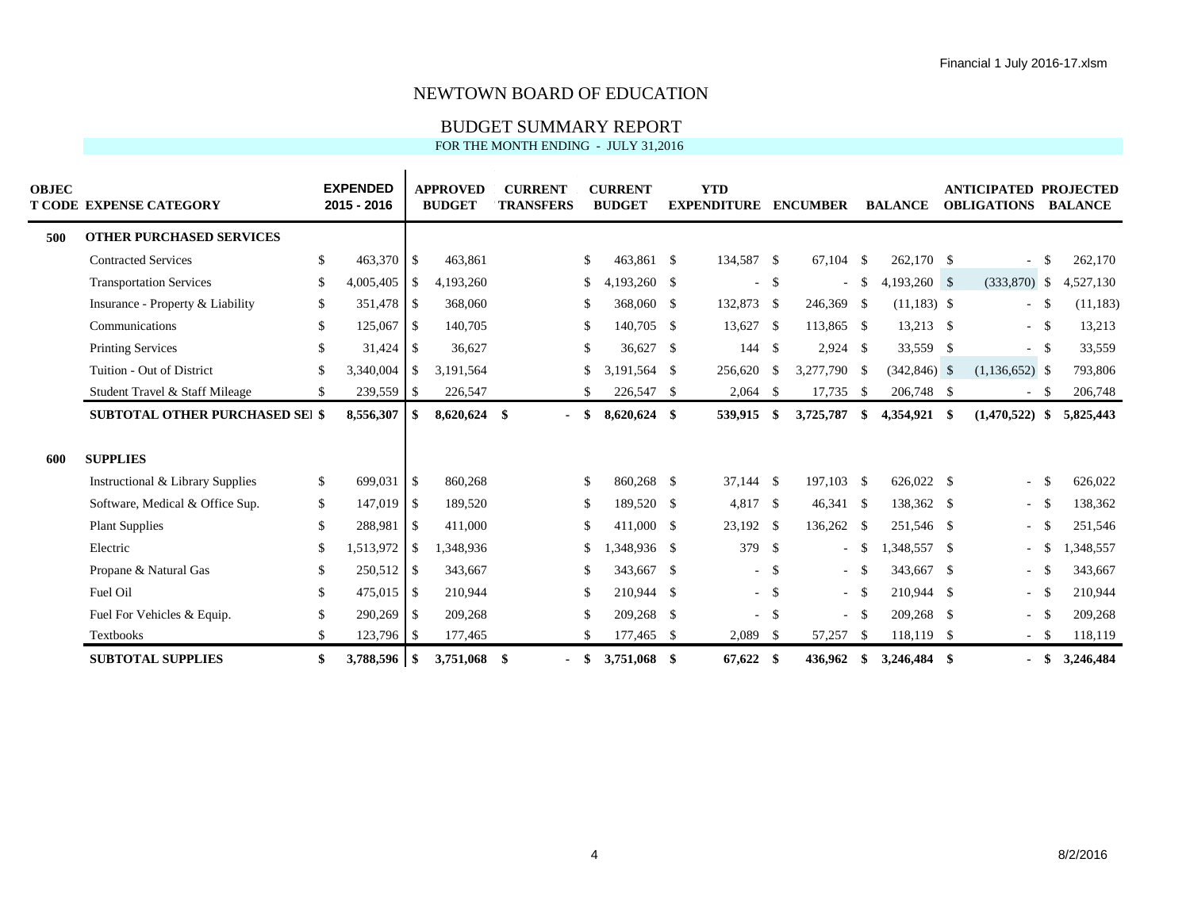# NEWTOWN BOARD OF EDUCATION

## BUDGET SUMMARY REPORT

FOR THE MONTH ENDING - JULY 31,2016

| OBJECT CODE | EXPENSE CATEGORY | EXPENDED 2015 - 2016 | APPROVED BUDGET | CURRENT TRANSFERS | CURRENT BUDGET | YTD EXPENDITURE | ENCUMBER | BALANCE | ANTICIPATED OBLIGATIONS | PROJECTED BALANCE |
|---|---|---|---|---|---|---|---|---|---|---|
| **500** | **OTHER PURCHASED SERVICES** | | | | | | | | | |
| | Contracted Services | $ 463,370 | $ 463,861 | | $ 463,861 | $ 134,587 | $ 67,104 | $ 262,170 | $ - | $ 262,170 |
| | Transportation Services | $ 4,005,405 | $ 4,193,260 | | $ 4,193,260 | $ - | $ - | $ 4,193,260 | $ (333,870) | $ 4,527,130 |
| | Insurance - Property & Liability | $ 351,478 | $ 368,060 | | $ 368,060 | $ 132,873 | $ 246,369 | $ (11,183) | $ - | $ (11,183) |
| | Communications | $ 125,067 | $ 140,705 | | $ 140,705 | $ 13,627 | $ 113,865 | $ 13,213 | $ - | $ 13,213 |
| | Printing Services | $ 31,424 | $ 36,627 | | $ 36,627 | $ 144 | $ 2,924 | $ 33,559 | $ - | $ 33,559 |
| | Tuition - Out of District | $ 3,340,004 | $ 3,191,564 | | $ 3,191,564 | $ 256,620 | $ 3,277,790 | $ (342,846) | $ (1,136,652) | $ 793,806 |
| | Student Travel & Staff Mileage | $ 239,559 | $ 226,547 | | $ 226,547 | $ 2,064 | $ 17,735 | $ 206,748 | $ - | $ 206,748 |
| | **SUBTOTAL OTHER PURCHASED SEI** | **$ 8,556,307** | **$ 8,620,624** | **$ -** | **$ 8,620,624** | **$ 539,915** | **$ 3,725,787** | **$ 4,354,921** | **$ (1,470,522)** | **$ 5,825,443** |
| **600** | **SUPPLIES** | | | | | | | | | |
| | Instructional & Library Supplies | $ 699,031 | $ 860,268 | | $ 860,268 | $ 37,144 | $ 197,103 | $ 626,022 | $ - | $ 626,022 |
| | Software, Medical & Office Sup. | $ 147,019 | $ 189,520 | | $ 189,520 | $ 4,817 | $ 46,341 | $ 138,362 | $ - | $ 138,362 |
| | Plant Supplies | $ 288,981 | $ 411,000 | | $ 411,000 | $ 23,192 | $ 136,262 | $ 251,546 | $ - | $ 251,546 |
| | Electric | $ 1,513,972 | $ 1,348,936 | | $ 1,348,936 | $ 379 | $ - | $ 1,348,557 | $ - | $ 1,348,557 |
| | Propane & Natural Gas | $ 250,512 | $ 343,667 | | $ 343,667 | $ - | $ - | $ 343,667 | $ - | $ 343,667 |
| | Fuel Oil | $ 475,015 | $ 210,944 | | $ 210,944 | $ - | $ - | $ 210,944 | $ - | $ 210,944 |
| | Fuel For Vehicles & Equip. | $ 290,269 | $ 209,268 | | $ 209,268 | $ - | $ - | $ 209,268 | $ - | $ 209,268 |
| | Textbooks | $ 123,796 | $ 177,465 | | $ 177,465 | $ 2,089 | $ 57,257 | $ 118,119 | $ - | $ 118,119 |
| | **SUBTOTAL SUPPLIES** | **$ 3,788,596** | **$ 3,751,068** | **$ -** | **$ 3,751,068** | **$ 67,622** | **$ 436,962** | **$ 3,246,484** | **$ -** | **$ 3,246,484** |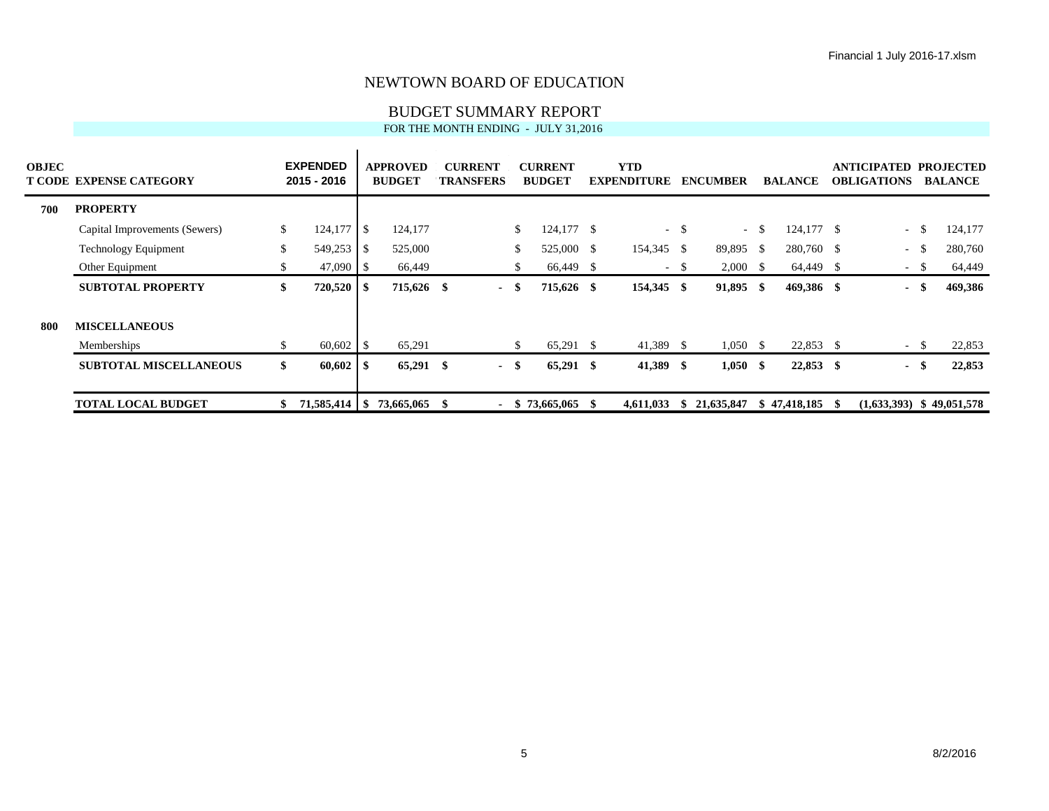# NEWTOWN BOARD OF EDUCATION

## BUDGET SUMMARY REPORT

FOR THE MONTH ENDING - JULY 31,2016

| OBJECT CODE | EXPENSE CATEGORY | EXPENDED 2015 - 2016 | APPROVED BUDGET | CURRENT TRANSFERS | CURRENT BUDGET | YTD EXPENDITURE | ENCUMBER | BALANCE | ANTICIPATED OBLIGATIONS | PROJECTED BALANCE |
|---|---|---|---|---|---|---|---|---|---|---|
| 700 | **PROPERTY** | | | | | | | | | |
| | Capital Improvements (Sewers) | $ 124,177 | $ 124,177 | | $ 124,177 | $ - | $ - | $ 124,177 | $ - | $ 124,177 |
| | Technology Equipment | $ 549,253 | $ 525,000 | | $ 525,000 | $ 154,345 | $ 89,895 | $ 280,760 | $ - | $ 280,760 |
| | Other Equipment | $ 47,090 | $ 66,449 | | $ 66,449 | $ - | $ 2,000 | $ 64,449 | $ - | $ 64,449 |
| | **SUBTOTAL PROPERTY** | **$ 720,520** | **$ 715,626** | **$ -** | **$ 715,626** | **$ 154,345** | **$ 91,895** | **$ 469,386** | **$ -** | **$ 469,386** |
| 800 | **MISCELLANEOUS** | | | | | | | | | |
| | Memberships | $ 60,602 | $ 65,291 | | $ 65,291 | $ 41,389 | $ 1,050 | $ 22,853 | $ - | $ 22,853 |
| | **SUBTOTAL MISCELLANEOUS** | **$ 60,602** | **$ 65,291** | **$ -** | **$ 65,291** | **$ 41,389** | **$ 1,050** | **$ 22,853** | **$ -** | **$ 22,853** |
| | **TOTAL LOCAL BUDGET** | **$ 71,585,414** | **$ 73,665,065** | **$ -** | **$ 73,665,065** | **$ 4,611,033** | **$ 21,635,847** | **$ 47,418,185** | **$ (1,633,393)** | **$ 49,051,578** |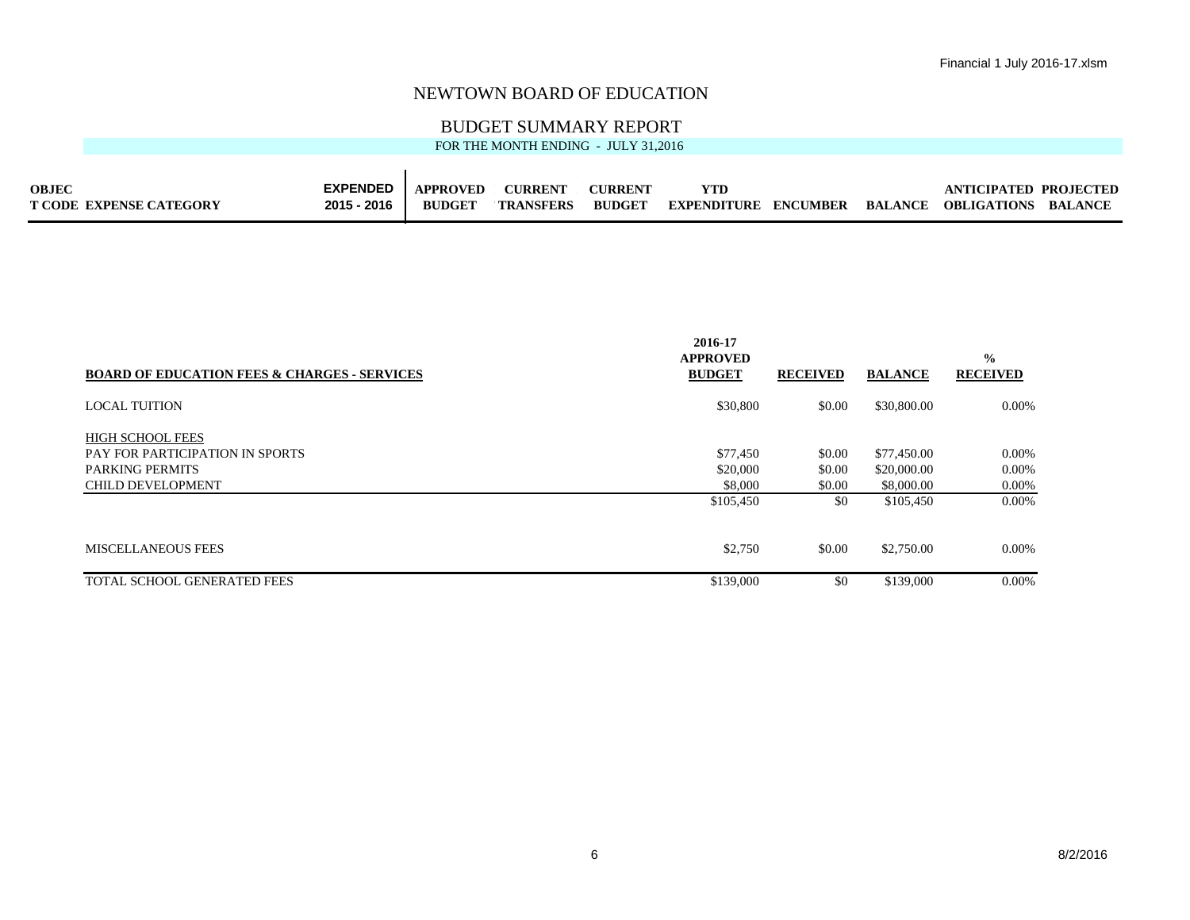# NEWTOWN BOARD OF EDUCATION

## BUDGET SUMMARY REPORT

FOR THE MONTH ENDING - JULY 31,2016

| OBJECT CODE | EXPENSE CATEGORY | EXPENDED 2015 - 2016 | APPROVED BUDGET | CURRENT TRANSFERS | CURRENT BUDGET | YTD EXPENDITURE | ENCUMBER | BALANCE | ANTICIPATED OBLIGATIONS | PROJECTED BALANCE |
|---|---|---|---|---|---|---|---|---|---|---|

| BOARD OF EDUCATION FEES & CHARGES - SERVICES | 2016-17 APPROVED BUDGET | RECEIVED | BALANCE | % RECEIVED |
|---|---|---|---|---|
| LOCAL TUITION | $30,800 | $0.00 | $30,800.00 | 0.00% |
| HIGH SCHOOL FEES | | | | |
| PAY FOR PARTICIPATION IN SPORTS | $77,450 | $0.00 | $77,450.00 | 0.00% |
| PARKING PERMITS | $20,000 | $0.00 | $20,000.00 | 0.00% |
| CHILD DEVELOPMENT | $8,000 | $0.00 | $8,000.00 | 0.00% |
| | $105,450 | $0 | $105,450 | 0.00% |
| MISCELLANEOUS FEES | $2,750 | $0.00 | $2,750.00 | 0.00% |
| TOTAL SCHOOL GENERATED FEES | $139,000 | $0 | $139,000 | 0.00% |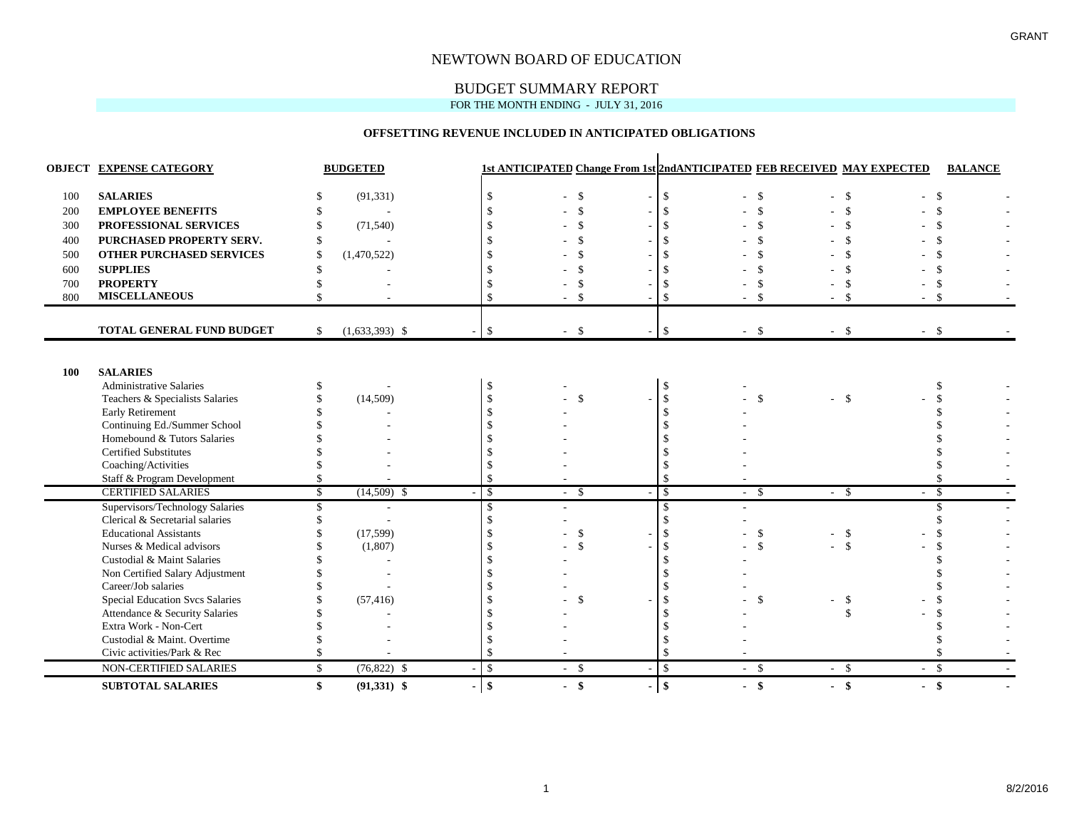GRANT

# NEWTOWN BOARD OF EDUCATION

## BUDGET SUMMARY REPORT

FOR THE MONTH ENDING - JULY 31, 2016

### OFFSETTING REVENUE INCLUDED IN ANTICIPATED OBLIGATIONS

| OBJECT | EXPENSE CATEGORY | BUDGETED | | 1st ANTICIPATED | Change From 1st | 2ndANTICIPATED | FEB RECEIVED | MAY EXPECTED | BALANCE |
|---|---|---|---|---|---|---|---|---|---|
| 100 | **SALARIES** | $ (91,331) | | $ - | $ - | $ - | $ - | $ - | $ - |
| 200 | **EMPLOYEE BENEFITS** | $ - | | $ - | $ - | $ - | $ - | $ - | $ - |
| 300 | **PROFESSIONAL SERVICES** | $ (71,540) | | $ - | $ - | $ - | $ - | $ - | $ - |
| 400 | **PURCHASED PROPERTY SERV.** | $ - | | $ - | $ - | $ - | $ - | $ - | $ - |
| 500 | **OTHER PURCHASED SERVICES** | $ (1,470,522) | | $ - | $ - | $ - | $ - | $ - | $ - |
| 600 | **SUPPLIES** | $ - | | $ - | $ - | $ - | $ - | $ - | $ - |
| 700 | **PROPERTY** | $ - | | $ - | $ - | $ - | $ - | $ - | $ - |
| 800 | **MISCELLANEOUS** | $ - | | $ - | $ - | $ - | $ - | $ - | $ - |
| | **TOTAL GENERAL FUND BUDGET** | $ (1,633,393) | $ - | $ - | $ - | $ - | $ - | $ - | $ - |
| **100** | **SALARIES** | | | | | | | | |
| | Administrative Salaries | $ - | | $ - | | $ - | | | $ - |
| | Teachers & Specialists Salaries | $ (14,509) | | $ - | $ - | $ - | $ - | $ - | $ - |
| | Early Retirement | $ - | | $ - | | $ - | | | $ - |
| | Continuing Ed./Summer School | $ - | | $ - | | $ - | | | $ - |
| | Homebound & Tutors Salaries | $ - | | $ - | | $ - | | | $ - |
| | Certified Substitutes | $ - | | $ - | | $ - | | | $ - |
| | Coaching/Activities | $ - | | $ - | | $ - | | | $ - |
| | Staff & Program Development | $ - | | $ - | | $ - | | | $ - |
| | CERTIFIED SALARIES | $ (14,509) | $ - | $ - | $ - | $ - | $ - | $ - | $ - |
| | Supervisors/Technology Salaries | $ - | | $ - | | $ - | | | $ - |
| | Clerical & Secretarial salaries | $ - | | $ - | | $ - | | | $ - |
| | Educational Assistants | $ (17,599) | | $ - | $ - | $ - | $ - | $ - | $ - |
| | Nurses & Medical advisors | $ (1,807) | | $ - | $ - | $ - | $ - | $ - | $ - |
| | Custodial & Maint Salaries | $ - | | $ - | | $ - | | | $ - |
| | Non Certified Salary Adjustment | $ - | | $ - | | $ - | | | $ - |
| | Career/Job salaries | $ - | | $ - | | $ - | | | $ - |
| | Special Education Svcs Salaries | $ (57,416) | | $ - | $ - | $ - | $ - | $ - | $ - |
| | Attendance & Security Salaries | $ - | | $ - | | $ - | | $ - | $ - |
| | Extra Work - Non-Cert | $ - | | $ - | | $ - | | | $ - |
| | Custodial & Maint. Overtime | $ - | | $ - | | $ - | | | $ - |
| | Civic activities/Park & Rec | $ - | | $ - | | $ - | | | $ - |
| | NON-CERTIFIED SALARIES | $ (76,822) | $ - | $ - | $ - | $ - | $ - | $ - | $ - |
| | **SUBTOTAL SALARIES** | **$ (91,331)** | **$ -** | **$ -** | **$ -** | **$ -** | **$ -** | **$ -** | **$ -** |

8/2/2016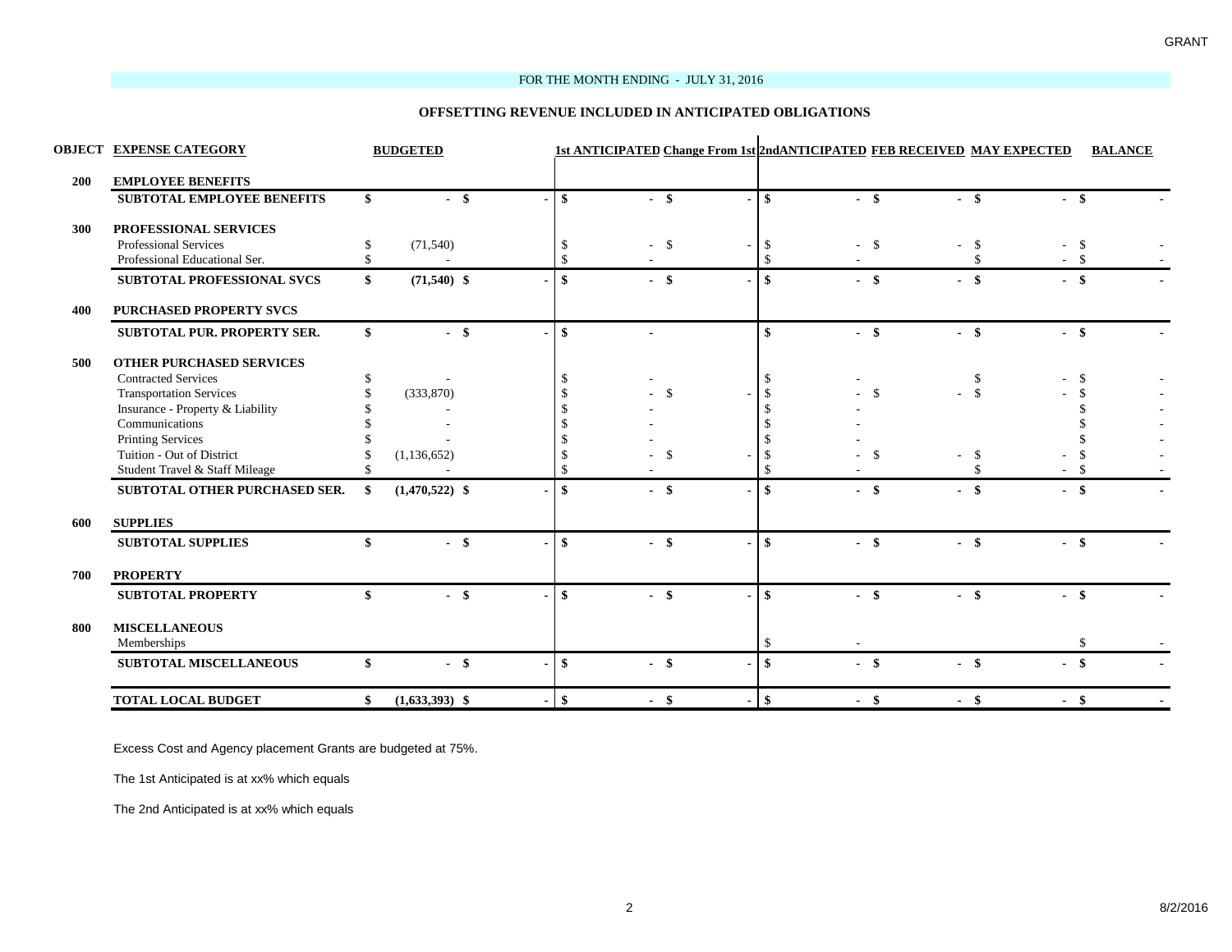GRANT

FOR THE MONTH ENDING - JULY 31, 2016

## OFFSETTING REVENUE INCLUDED IN ANTICIPATED OBLIGATIONS

| OBJECT | EXPENSE CATEGORY | BUDGETED | | 1st ANTICIPATED | Change From 1st | 2ndANTICIPATED | FEB RECEIVED | MAY EXPECTED | BALANCE |
|---|---|---|---|---|---|---|---|---|---|
| 200 | **EMPLOYEE BENEFITS** | | | | | | | | |
| | **SUBTOTAL EMPLOYEE BENEFITS** | **$ -** | **$ -** | **$ -** | **$ -** | **$ -** | **$ -** | **$ -** | **$ -** |
| 300 | **PROFESSIONAL SERVICES** | | | | | | | | |
| | Professional Services | $ (71,540) | | $ - | $ - | $ - | $ - | $ - | $ - |
| | Professional Educational Ser. | $ - | | $ - | | $ - | | $ - | $ - |
| | **SUBTOTAL PROFESSIONAL SVCS** | **$ (71,540)** | **$ -** | **$ -** | **$ -** | **$ -** | **$ -** | **$ -** | **$ -** |
| 400 | **PURCHASED PROPERTY SVCS** | | | | | | | | |
| | **SUBTOTAL PUR. PROPERTY SER.** | **$ -** | **$ -** | **$ -** | | **$ -** | **$ -** | **$ -** | **$ -** |
| 500 | **OTHER PURCHASED SERVICES** | | | | | | | | |
| | Contracted Services | $ - | | $ - | | $ - | | $ - | $ - |
| | Transportation Services | $ (333,870) | | $ - | $ - | $ - | $ - | $ - | $ - |
| | Insurance - Property & Liability | $ - | | $ - | | $ - | | | $ - |
| | Communications | $ - | | $ - | | $ - | | | $ - |
| | Printing Services | $ - | | $ - | | $ - | | | $ - |
| | Tuition - Out of District | $ (1,136,652) | | $ - | $ - | $ - | $ - | $ - | $ - |
| | Student Travel & Staff Mileage | $ - | | $ - | | $ - | | $ - | $ - |
| | **SUBTOTAL OTHER PURCHASED SER.** | **$ (1,470,522)** | **$ -** | **$ -** | **$ -** | **$ -** | **$ -** | **$ -** | **$ -** |
| 600 | **SUPPLIES** | | | | | | | | |
| | **SUBTOTAL SUPPLIES** | **$ -** | **$ -** | **$ -** | **$ -** | **$ -** | **$ -** | **$ -** | **$ -** |
| 700 | **PROPERTY** | | | | | | | | |
| | **SUBTOTAL PROPERTY** | **$ -** | **$ -** | **$ -** | **$ -** | **$ -** | **$ -** | **$ -** | **$ -** |
| 800 | **MISCELLANEOUS** | | | | | | | | |
| | Memberships | | | | | $ - | | | $ - |
| | **SUBTOTAL MISCELLANEOUS** | **$ -** | **$ -** | **$ -** | **$ -** | **$ -** | **$ -** | **$ -** | **$ -** |
| | **TOTAL LOCAL BUDGET** | **$ (1,633,393)** | **$ -** | **$ -** | **$ -** | **$ -** | **$ -** | **$ -** | **$ -** |

Excess Cost and Agency placement Grants are budgeted at 75%.

The 1st Anticipated is at xx% which equals

The 2nd Anticipated is at xx% which equals

8/2/2016